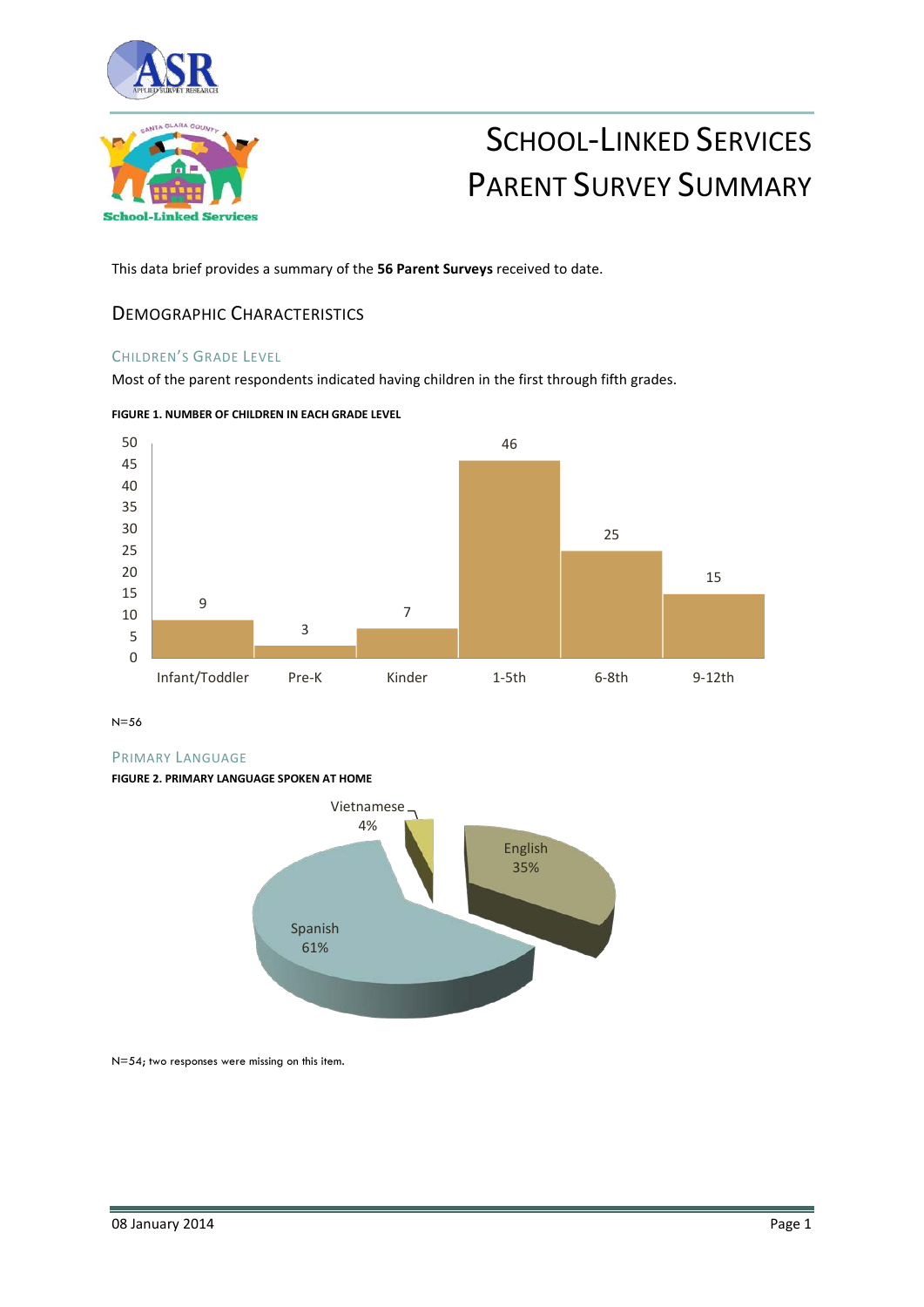# School-Linked Services Parent Survey Summary

This data brief provides a summary of the **56 Parent Surveys** received to date.

## Demographic Characteristics

### Children's Grade Level

Most of the parent respondents indicated having children in the first through fifth grades.

**FIGURE 1. NUMBER OF CHILDREN IN EACH GRADE LEVEL**

| Grade Level | Number |
| --- | --- |
| Infant/Toddler | 9 |
| Pre-K | 3 |
| Kinder | 7 |
| 1-5th | 46 |
| 6-8th | 25 |
| 9-12th | 15 |

N=56

### Primary Language

**FIGURE 2. PRIMARY LANGUAGE SPOKEN AT HOME**

| Language | Percent |
| --- | --- |
| Spanish | 61% |
| English | 35% |
| Vietnamese | 4% |

N=54; two responses were missing on this item.

08 January 2014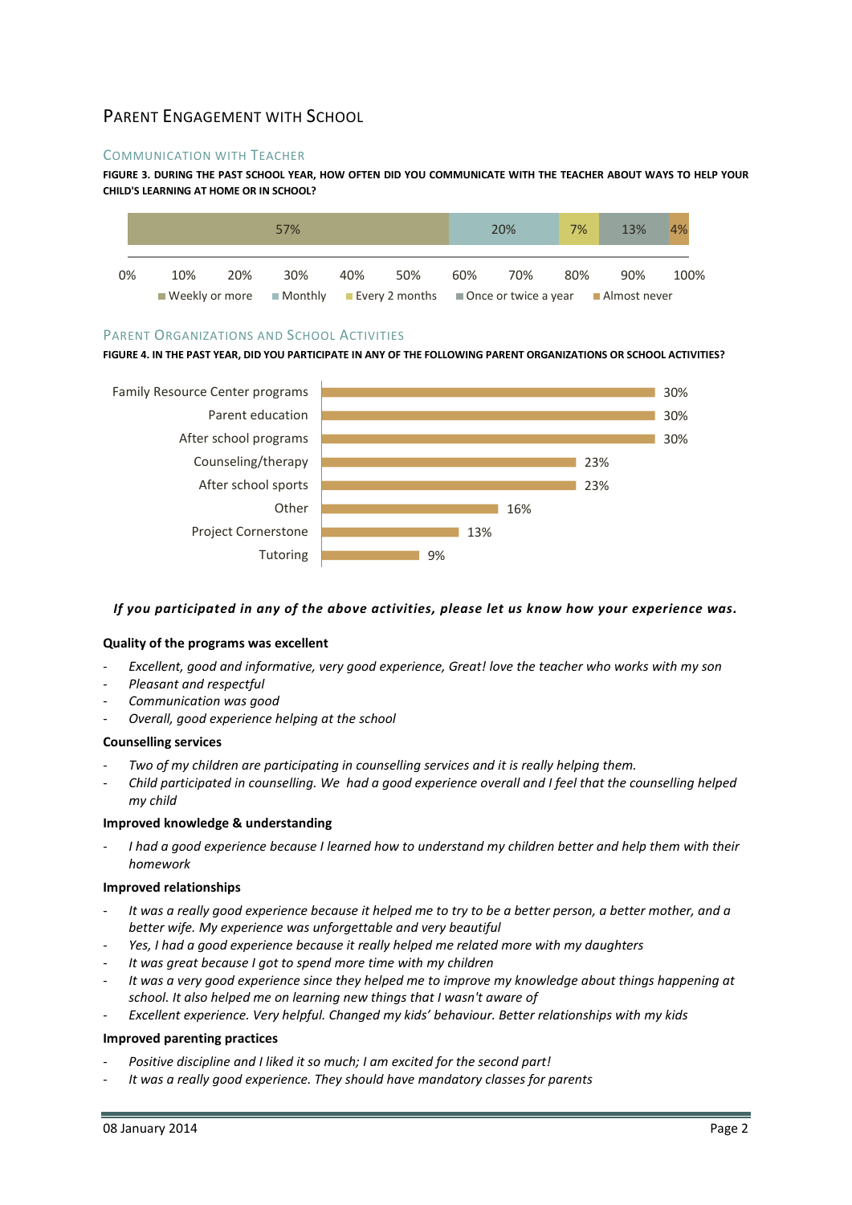# Parent Engagement with School

## Communication with Teacher

**FIGURE 3. DURING THE PAST SCHOOL YEAR, HOW OFTEN DID YOU COMMUNICATE WITH THE TEACHER ABOUT WAYS TO HELP YOUR CHILD'S LEARNING AT HOME OR IN SCHOOL?**

| Weekly or more | Monthly | Every 2 months | Once or twice a year | Almost never |
|---|---|---|---|---|
| 57% | 20% | 7% | 13% | 4% |

## Parent Organizations and School Activities

**FIGURE 4. IN THE PAST YEAR, DID YOU PARTICIPATE IN ANY OF THE FOLLOWING PARENT ORGANIZATIONS OR SCHOOL ACTIVITIES?**

| Activity | % |
|---|---|
| Family Resource Center programs | 30% |
| Parent education | 30% |
| After school programs | 30% |
| Counseling/therapy | 23% |
| After school sports | 23% |
| Other | 16% |
| Project Cornerstone | 13% |
| Tutoring | 9% |

***If you participated in any of the above activities, please let us know how your experience was.***

**Quality of the programs was excellent**

- *Excellent, good and informative, very good experience, Great! love the teacher who works with my son*
- *Pleasant and respectful*
- *Communication was good*
- *Overall, good experience helping at the school*

**Counselling services**

- *Two of my children are participating in counselling services and it is really helping them.*
- *Child participated in counselling. We had a good experience overall and I feel that the counselling helped my child*

**Improved knowledge & understanding**

- *I had a good experience because I learned how to understand my children better and help them with their homework*

**Improved relationships**

- *It was a really good experience because it helped me to try to be a better person, a better mother, and a better wife. My experience was unforgettable and very beautiful*
- *Yes, I had a good experience because it really helped me related more with my daughters*
- *It was great because I got to spend more time with my children*
- *It was a very good experience since they helped me to improve my knowledge about things happening at school. It also helped me on learning new things that I wasn't aware of*
- *Excellent experience. Very helpful. Changed my kids' behaviour. Better relationships with my kids*

**Improved parenting practices**

- *Positive discipline and I liked it so much; I am excited for the second part!*
- *It was a really good experience. They should have mandatory classes for parents*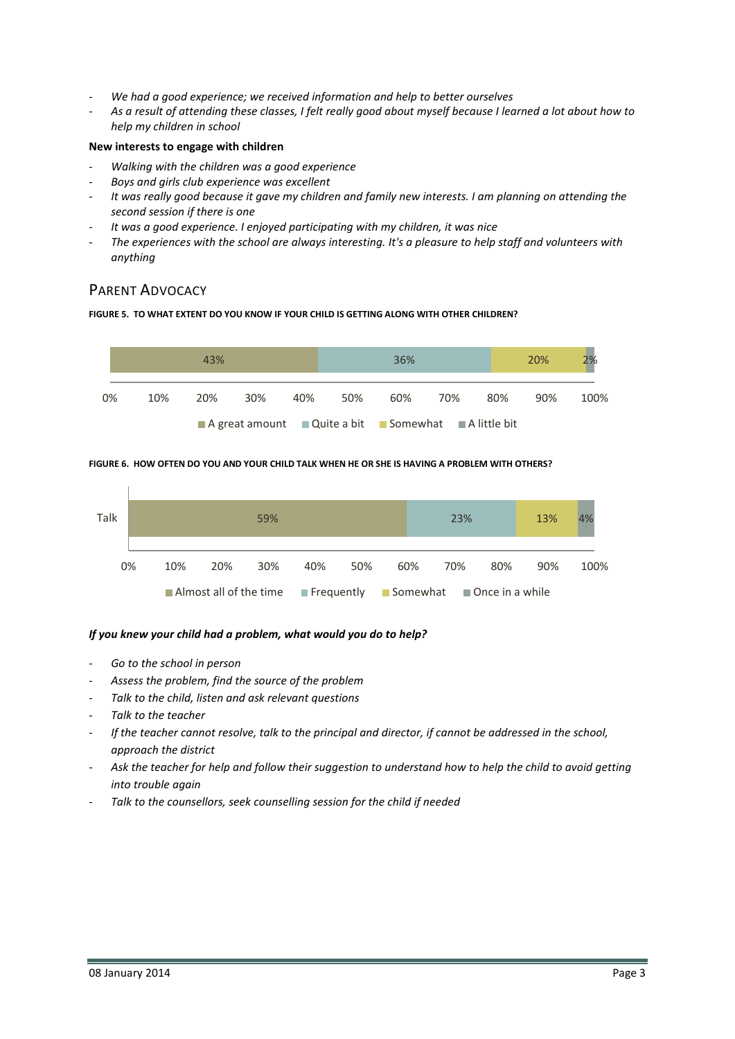- *We had a good experience; we received information and help to better ourselves*
- *As a result of attending these classes, I felt really good about myself because I learned a lot about how to help my children in school*

**New interests to engage with children**

- *Walking with the children was a good experience*
- *Boys and girls club experience was excellent*
- *It was really good because it gave my children and family new interests. I am planning on attending the second session if there is one*
- *It was a good experience. I enjoyed participating with my children, it was nice*
- *The experiences with the school are always interesting. It's a pleasure to help staff and volunteers with anything*

## Parent Advocacy

**FIGURE 5. TO WHAT EXTENT DO YOU KNOW IF YOUR CHILD IS GETTING ALONG WITH OTHER CHILDREN?**

| A great amount | Quite a bit | Somewhat | A little bit |
|---|---|---|---|
| 43% | 36% | 20% | 2% |

**FIGURE 6. HOW OFTEN DO YOU AND YOUR CHILD TALK WHEN HE OR SHE IS HAVING A PROBLEM WITH OTHERS?**

| | Almost all of the time | Frequently | Somewhat | Once in a while |
|---|---|---|---|---|
| Talk | 59% | 23% | 13% | 4% |

***If you knew your child had a problem, what would you do to help?***

- *Go to the school in person*
- *Assess the problem, find the source of the problem*
- *Talk to the child, listen and ask relevant questions*
- *Talk to the teacher*
- *If the teacher cannot resolve, talk to the principal and director, if cannot be addressed in the school, approach the district*
- *Ask the teacher for help and follow their suggestion to understand how to help the child to avoid getting into trouble again*
- *Talk to the counsellors, seek counselling session for the child if needed*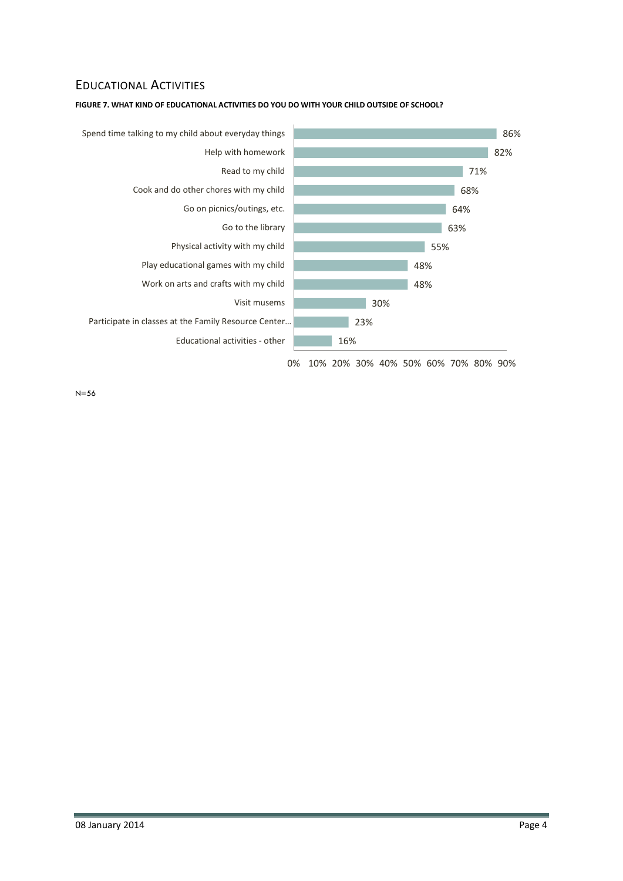## Educational Activities

**FIGURE 7. WHAT KIND OF EDUCATIONAL ACTIVITIES DO YOU DO WITH YOUR CHILD OUTSIDE OF SCHOOL?**

| Activity | Percent |
|---|---|
| Spend time talking to my child about everyday things | 86% |
| Help with homework | 82% |
| Read to my child | 71% |
| Cook and do other chores with my child | 68% |
| Go on picnics/outings, etc. | 64% |
| Go to the library | 63% |
| Physical activity with my child | 55% |
| Play educational games with my child | 48% |
| Work on arts and crafts with my child | 48% |
| Visit musems | 30% |
| Participate in classes at the Family Resource Center… | 23% |
| Educational activities - other | 16% |

N=56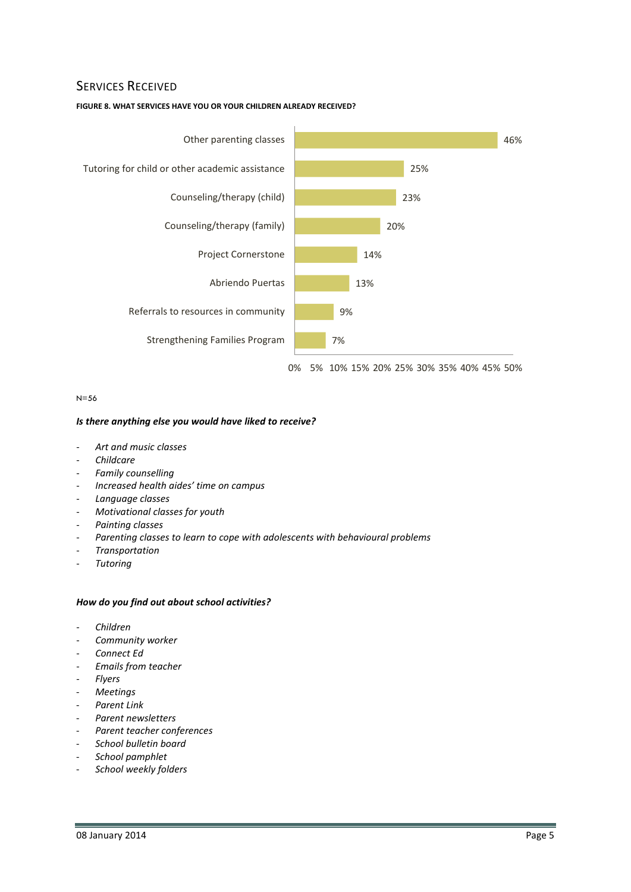## Services Received

**FIGURE 8. WHAT SERVICES HAVE YOU OR YOUR CHILDREN ALREADY RECEIVED?**

| Service | Percentage |
|---|---|
| Other parenting classes | 46% |
| Tutoring for child or other academic assistance | 25% |
| Counseling/therapy (child) | 23% |
| Counseling/therapy (family) | 20% |
| Project Cornerstone | 14% |
| Abriendo Puertas | 13% |
| Referrals to resources in community | 9% |
| Strengthening Families Program | 7% |

N=56

***Is there anything else you would have liked to receive?***

- *Art and music classes*
- *Childcare*
- *Family counselling*
- *Increased health aides' time on campus*
- *Language classes*
- *Motivational classes for youth*
- *Painting classes*
- *Parenting classes to learn to cope with adolescents with behavioural problems*
- *Transportation*
- *Tutoring*

***How do you find out about school activities?***

- *Children*
- *Community worker*
- *Connect Ed*
- *Emails from teacher*
- *Flyers*
- *Meetings*
- *Parent Link*
- *Parent newsletters*
- *Parent teacher conferences*
- *School bulletin board*
- *School pamphlet*
- *School weekly folders*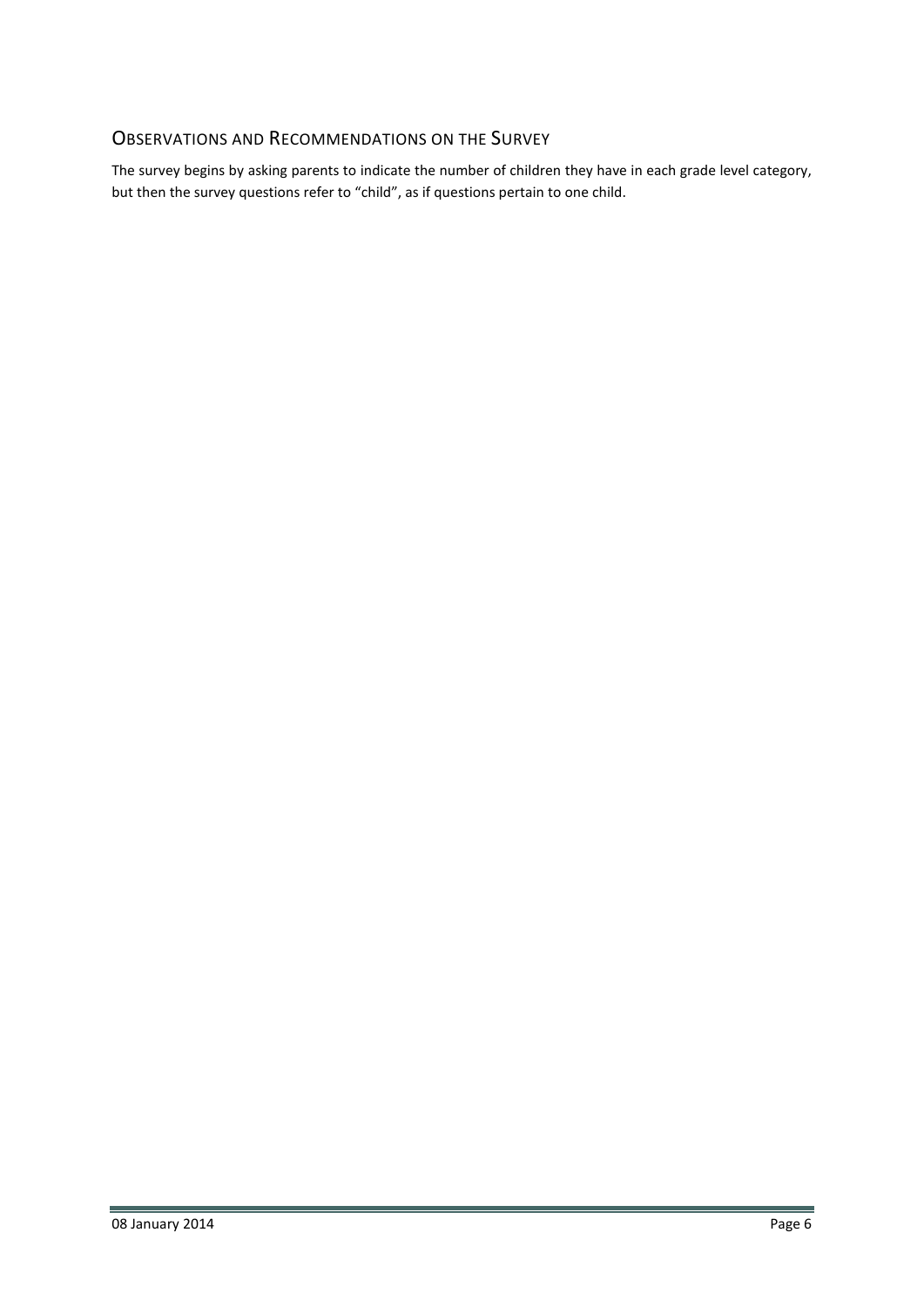## Observations and Recommendations on the Survey

The survey begins by asking parents to indicate the number of children they have in each grade level category, but then the survey questions refer to "child", as if questions pertain to one child.